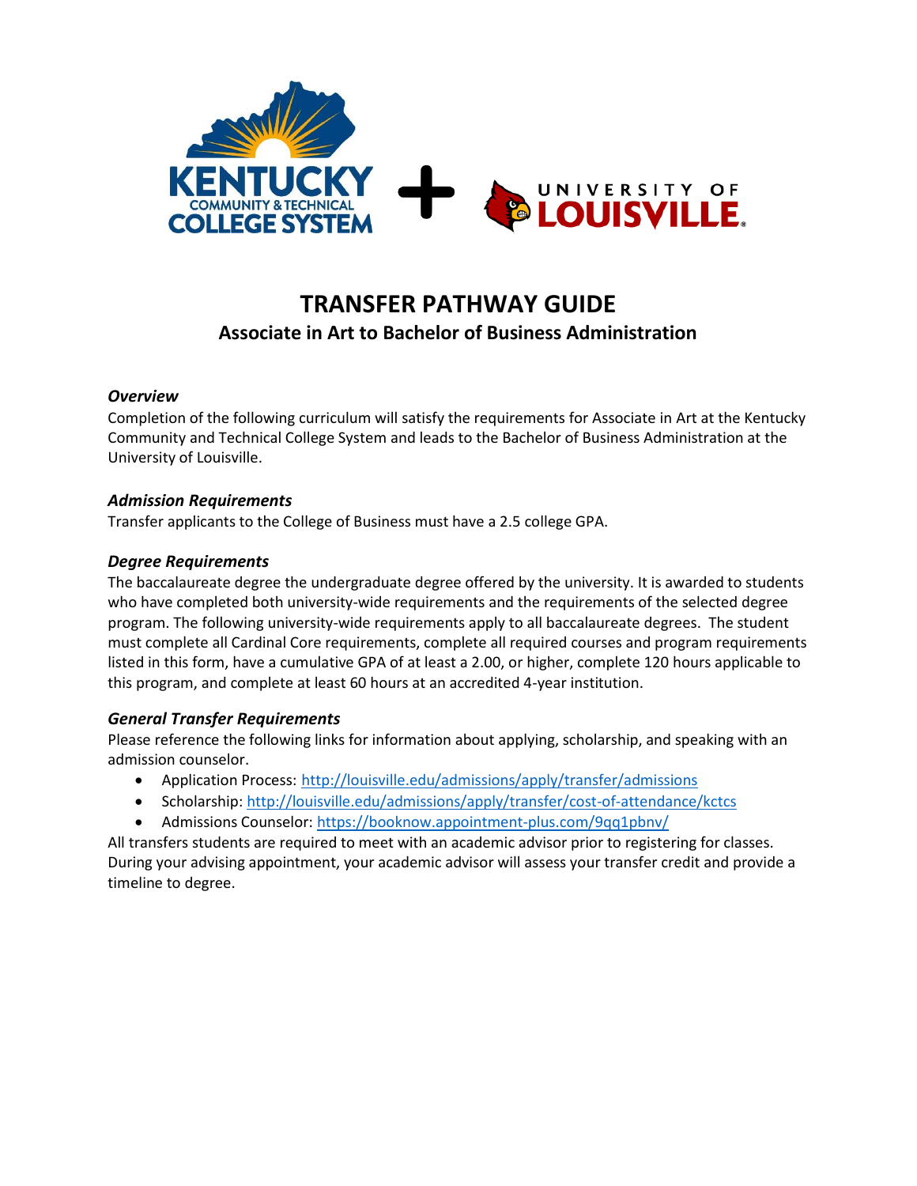# TRANSFER PATHWAY GUIDE

## Associate in Art to Bachelor of Business Administration

### *Overview*

Completion of the following curriculum will satisfy the requirements for Associate in Art at the Kentucky Community and Technical College System and leads to the Bachelor of Business Administration at the University of Louisville.

### *Admission Requirements*

Transfer applicants to the College of Business must have a 2.5 college GPA.

### *Degree Requirements*

The baccalaureate degree the undergraduate degree offered by the university. It is awarded to students who have completed both university-wide requirements and the requirements of the selected degree program. The following university-wide requirements apply to all baccalaureate degrees. The student must complete all Cardinal Core requirements, complete all required courses and program requirements listed in this form, have a cumulative GPA of at least a 2.00, or higher, complete 120 hours applicable to this program, and complete at least 60 hours at an accredited 4-year institution.

### *General Transfer Requirements*

Please reference the following links for information about applying, scholarship, and speaking with an admission counselor.

- Application Process: http://louisville.edu/admissions/apply/transfer/admissions
- Scholarship: http://louisville.edu/admissions/apply/transfer/cost-of-attendance/kctcs
- Admissions Counselor: https://booknow.appointment-plus.com/9qq1pbnv/

All transfers students are required to meet with an academic advisor prior to registering for classes. During your advising appointment, your academic advisor will assess your transfer credit and provide a timeline to degree.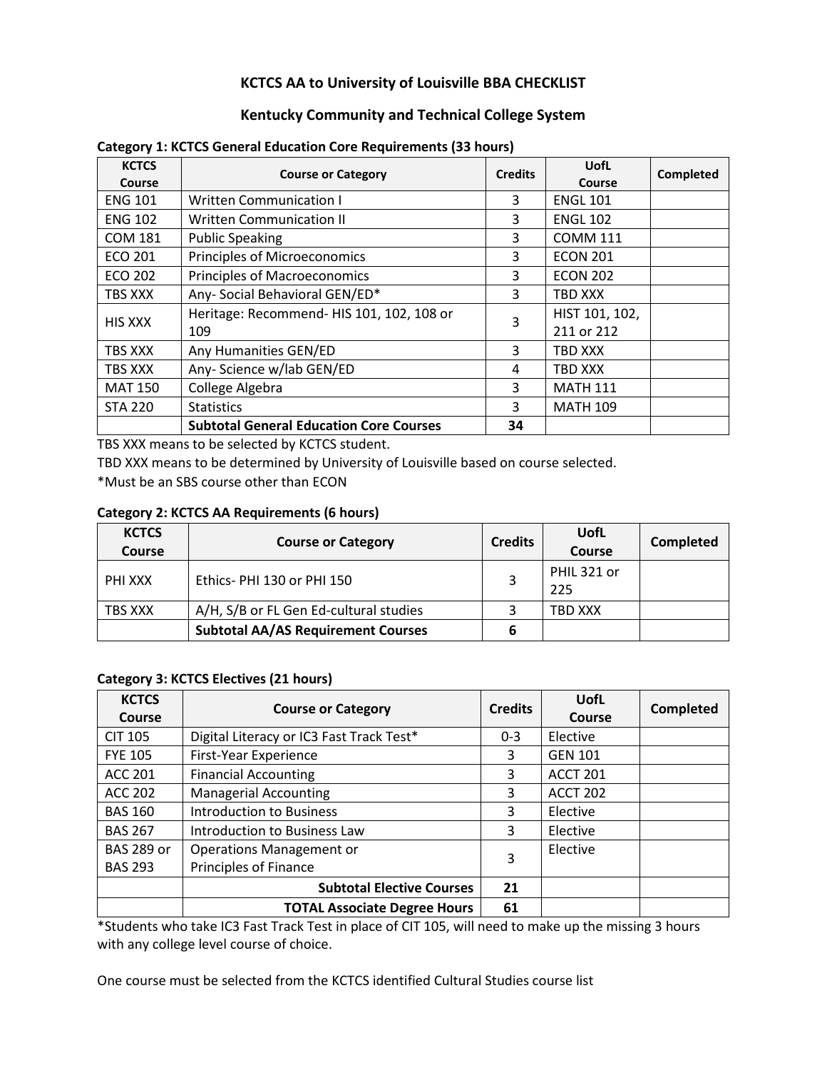# KCTCS AA to University of Louisville BBA CHECKLIST

## Kentucky Community and Technical College System

**Category 1: KCTCS General Education Core Requirements (33 hours)**

| KCTCS Course | Course or Category | Credits | UofL Course | Completed |
|---|---|---|---|---|
| ENG 101 | Written Communication I | 3 | ENGL 101 | |
| ENG 102 | Written Communication II | 3 | ENGL 102 | |
| COM 181 | Public Speaking | 3 | COMM 111 | |
| ECO 201 | Principles of Microeconomics | 3 | ECON 201 | |
| ECO 202 | Principles of Macroeconomics | 3 | ECON 202 | |
| TBS XXX | Any- Social Behavioral GEN/ED* | 3 | TBD XXX | |
| HIS XXX | Heritage: Recommend- HIS 101, 102, 108 or 109 | 3 | HIST 101, 102, 211 or 212 | |
| TBS XXX | Any Humanities GEN/ED | 3 | TBD XXX | |
| TBS XXX | Any- Science w/lab GEN/ED | 4 | TBD XXX | |
| MAT 150 | College Algebra | 3 | MATH 111 | |
| STA 220 | Statistics | 3 | MATH 109 | |
| | **Subtotal General Education Core Courses** | **34** | | |

TBS XXX means to be selected by KCTCS student.

TBD XXX means to be determined by University of Louisville based on course selected.

*Must be an SBS course other than ECON

**Category 2: KCTCS AA Requirements (6 hours)**

| KCTCS Course | Course or Category | Credits | UofL Course | Completed |
|---|---|---|---|---|
| PHI XXX | Ethics- PHI 130 or PHI 150 | 3 | PHIL 321 or 225 | |
| TBS XXX | A/H, S/B or FL Gen Ed-cultural studies | 3 | TBD XXX | |
| | **Subtotal AA/AS Requirement Courses** | **6** | | |

**Category 3: KCTCS Electives (21 hours)**

| KCTCS Course | Course or Category | Credits | UofL Course | Completed |
|---|---|---|---|---|
| CIT 105 | Digital Literacy or IC3 Fast Track Test* | 0-3 | Elective | |
| FYE 105 | First-Year Experience | 3 | GEN 101 | |
| ACC 201 | Financial Accounting | 3 | ACCT 201 | |
| ACC 202 | Managerial Accounting | 3 | ACCT 202 | |
| BAS 160 | Introduction to Business | 3 | Elective | |
| BAS 267 | Introduction to Business Law | 3 | Elective | |
| BAS 289 or BAS 293 | Operations Management or Principles of Finance | 3 | Elective | |
| | **Subtotal Elective Courses** | **21** | | |
| | **TOTAL Associate Degree Hours** | **61** | | |

*Students who take IC3 Fast Track Test in place of CIT 105, will need to make up the missing 3 hours with any college level course of choice.

One course must be selected from the KCTCS identified Cultural Studies course list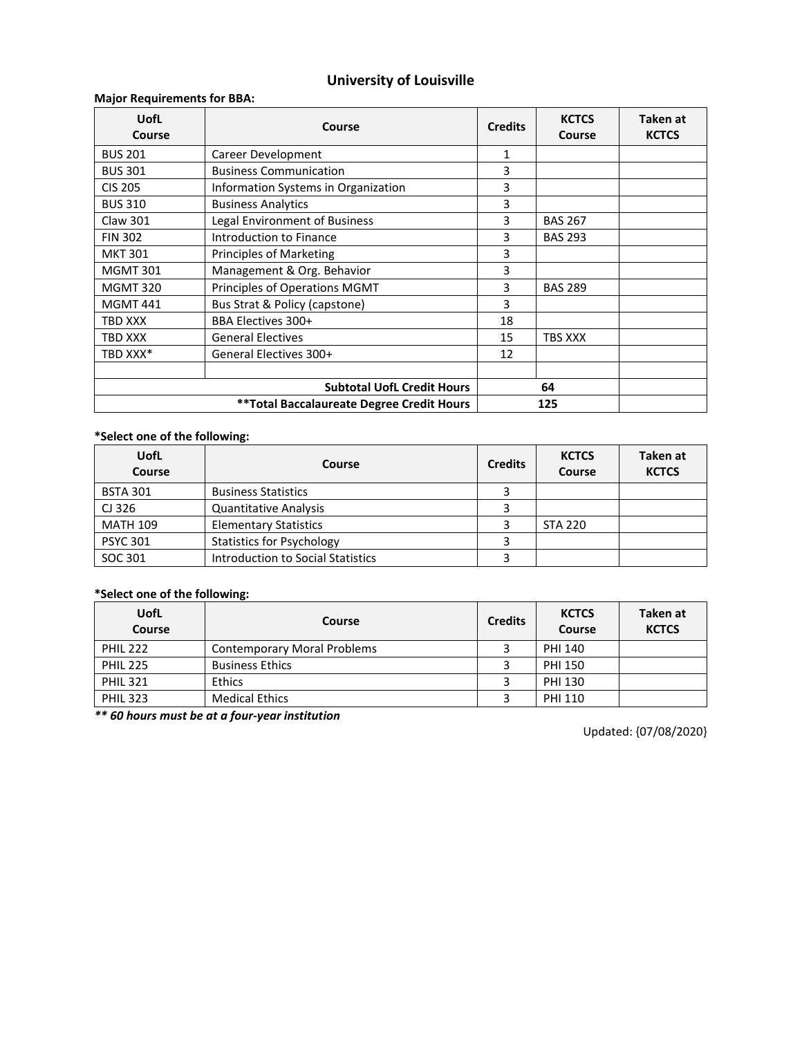# University of Louisville

**Major Requirements for BBA:**

| UofL Course | Course | Credits | KCTCS Course | Taken at KCTCS |
|---|---|---|---|---|
| BUS 201 | Career Development | 1 | | |
| BUS 301 | Business Communication | 3 | | |
| CIS 205 | Information Systems in Organization | 3 | | |
| BUS 310 | Business Analytics | 3 | | |
| Claw 301 | Legal Environment of Business | 3 | BAS 267 | |
| FIN 302 | Introduction to Finance | 3 | BAS 293 | |
| MKT 301 | Principles of Marketing | 3 | | |
| MGMT 301 | Management & Org. Behavior | 3 | | |
| MGMT 320 | Principles of Operations MGMT | 3 | BAS 289 | |
| MGMT 441 | Bus Strat & Policy (capstone) | 3 | | |
| TBD XXX | BBA Electives 300+ | 18 | | |
| TBD XXX | General Electives | 15 | TBS XXX | |
| TBD XXX* | General Electives 300+ | 12 | | |
| | | | | |
| **Subtotal UofL Credit Hours** | | **64** | | |
| **\*\*Total Baccalaureate Degree Credit Hours** | | **125** | | |

**\*Select one of the following:**

| UofL Course | Course | Credits | KCTCS Course | Taken at KCTCS |
|---|---|---|---|---|
| BSTA 301 | Business Statistics | 3 | | |
| CJ 326 | Quantitative Analysis | 3 | | |
| MATH 109 | Elementary Statistics | 3 | STA 220 | |
| PSYC 301 | Statistics for Psychology | 3 | | |
| SOC 301 | Introduction to Social Statistics | 3 | | |

**\*Select one of the following:**

| UofL Course | Course | Credits | KCTCS Course | Taken at KCTCS |
|---|---|---|---|---|
| PHIL 222 | Contemporary Moral Problems | 3 | PHI 140 | |
| PHIL 225 | Business Ethics | 3 | PHI 150 | |
| PHIL 321 | Ethics | 3 | PHI 130 | |
| PHIL 323 | Medical Ethics | 3 | PHI 110 | |

***\*\* 60 hours must be at a four-year institution***

Updated: {07/08/2020}